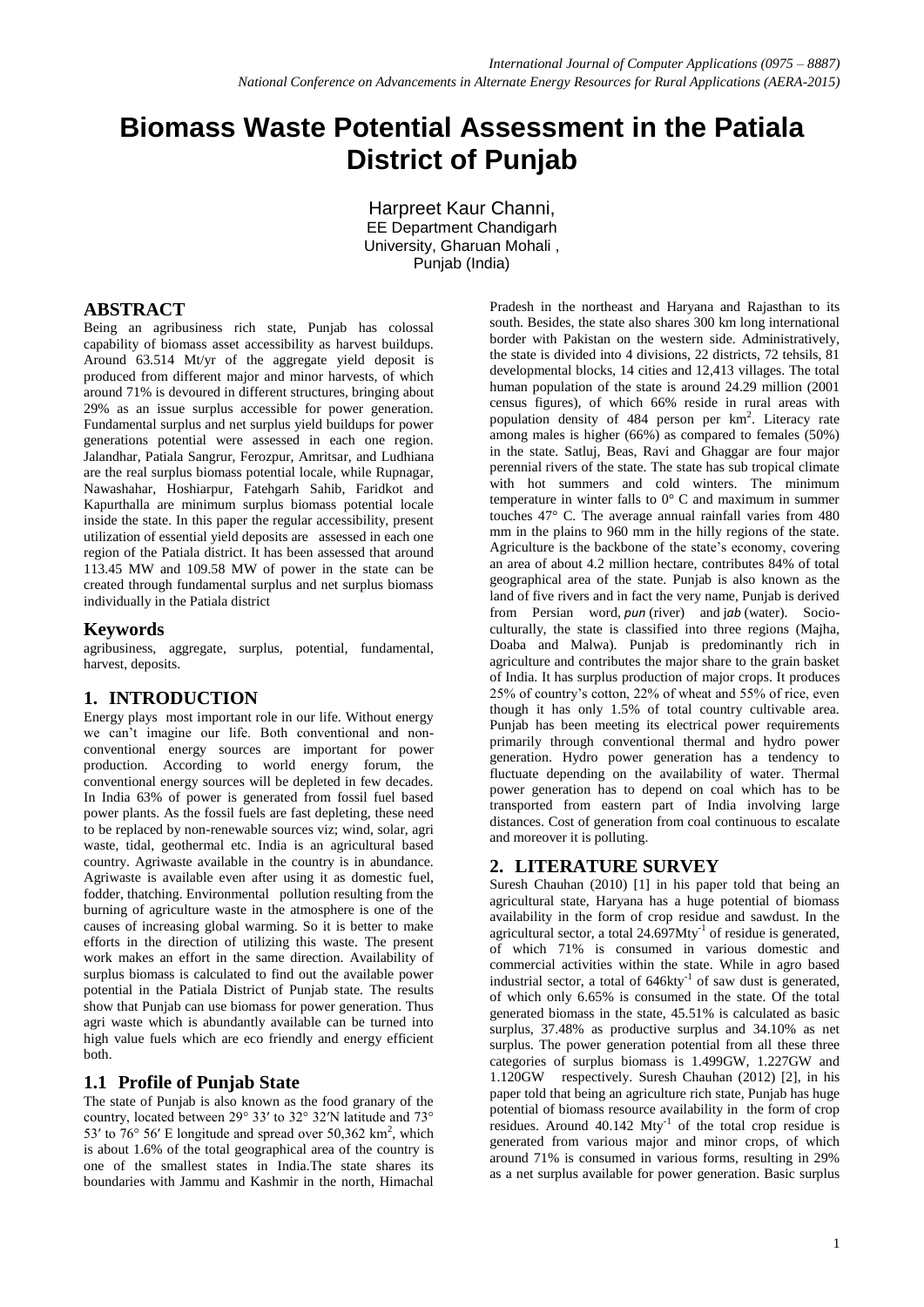# Biomass Waste Potential Assessment in the Patiala District of Punjab

Harpreet Kaur Channi,
EE Department Chandigarh
University, Gharuan Mohali ,
Punjab (India)

## ABSTRACT

Being an agribusiness rich state, Punjab has colossal capability of biomass asset accessibility as harvest buildups. Around 63.514 Mt/yr of the aggregate yield deposit is produced from different major and minor harvests, of which around 71% is devoured in different structures, bringing about 29% as an issue surplus accessible for power generation. Fundamental surplus and net surplus yield buildups for power generations potential were assessed in each one region. Jalandhar, Patiala Sangrur, Ferozpur, Amritsar, and Ludhiana are the real surplus biomass potential locale, while Rupnagar, Nawashahar, Hoshiarpur, Fatehgarh Sahib, Faridkot and Kapurthalla are minimum surplus biomass potential locale inside the state. In this paper the regular accessibility, present utilization of essential yield deposits are assessed in each one region of the Patiala district. It has been assessed that around 113.45 MW and 109.58 MW of power in the state can be created through fundamental surplus and net surplus biomass individually in the Patiala district

## Keywords

agribusiness, aggregate, surplus, potential, fundamental, harvest, deposits.

## 1. INTRODUCTION

Energy plays most important role in our life. Without energy we can't imagine our life. Both conventional and non-conventional energy sources are important for power production. According to world energy forum, the conventional energy sources will be depleted in few decades. In India 63% of power is generated from fossil fuel based power plants. As the fossil fuels are fast depleting, these need to be replaced by non-renewable sources viz; wind, solar, agri waste, tidal, geothermal etc. India is an agricultural based country. Agriwaste available in the country is in abundance. Agriwaste is available even after using it as domestic fuel, fodder, thatching. Environmental pollution resulting from the burning of agriculture waste in the atmosphere is one of the causes of increasing global warming. So it is better to make efforts in the direction of utilizing this waste. The present work makes an effort in the same direction. Availability of surplus biomass is calculated to find out the available power potential in the Patiala District of Punjab state. The results show that Punjab can use biomass for power generation. Thus agri waste which is abundantly available can be turned into high value fuels which are eco friendly and energy efficient both.

### 1.1 Profile of Punjab State

The state of Punjab is also known as the food granary of the country, located between 29° 33′ to 32° 32′N latitude and 73° 53′ to 76° 56′ E longitude and spread over 50,362 km$^2$, which is about 1.6% of the total geographical area of the country is one of the smallest states in India.The state shares its boundaries with Jammu and Kashmir in the north, Himachal Pradesh in the northeast and Haryana and Rajasthan to its south. Besides, the state also shares 300 km long international border with Pakistan on the western side. Administratively, the state is divided into 4 divisions, 22 districts, 72 tehsils, 81 developmental blocks, 14 cities and 12,413 villages. The total human population of the state is around 24.29 million (2001 census figures), of which 66% reside in rural areas with population density of 484 person per km$^2$. Literacy rate among males is higher (66%) as compared to females (50%) in the state. Satluj, Beas, Ravi and Ghaggar are four major perennial rivers of the state. The state has sub tropical climate with hot summers and cold winters. The minimum temperature in winter falls to 0° C and maximum in summer touches 47° C. The average annual rainfall varies from 480 mm in the plains to 960 mm in the hilly regions of the state. Agriculture is the backbone of the state's economy, covering an area of about 4.2 million hectare, contributes 84% of total geographical area of the state. Punjab is also known as the land of five rivers and in fact the very name, Punjab is derived from Persian word, *pun* (river) and *jab* (water). Socio-culturally, the state is classified into three regions (Majha, Doaba and Malwa). Punjab is predominantly rich in agriculture and contributes the major share to the grain basket of India. It has surplus production of major crops. It produces 25% of country's cotton, 22% of wheat and 55% of rice, even though it has only 1.5% of total country cultivable area. Punjab has been meeting its electrical power requirements primarily through conventional thermal and hydro power generation. Hydro power generation has a tendency to fluctuate depending on the availability of water. Thermal power generation has to depend on coal which has to be transported from eastern part of India involving large distances. Cost of generation from coal continuous to escalate and moreover it is polluting.

## 2. LITERATURE SURVEY

Suresh Chauhan (2010) [1] in his paper told that being an agricultural state, Haryana has a huge potential of biomass availability in the form of crop residue and sawdust. In the agricultural sector, a total 24.697Mty$^{-1}$ of residue is generated, of which 71% is consumed in various domestic and commercial activities within the state. While in agro based industrial sector, a total of 646kty$^{-1}$ of saw dust is generated, of which only 6.65% is consumed in the state. Of the total generated biomass in the state, 45.51% is calculated as basic surplus, 37.48% as productive surplus and 34.10% as net surplus. The power generation potential from all these three categories of surplus biomass is 1.499GW, 1.227GW and 1.120GW respectively. Suresh Chauhan (2012) [2], in his paper told that being an agriculture rich state, Punjab has huge potential of biomass resource availability in the form of crop residues. Around 40.142 Mty$^{-1}$ of the total crop residue is generated from various major and minor crops, of which around 71% is consumed in various forms, resulting in 29% as a net surplus available for power generation. Basic surplus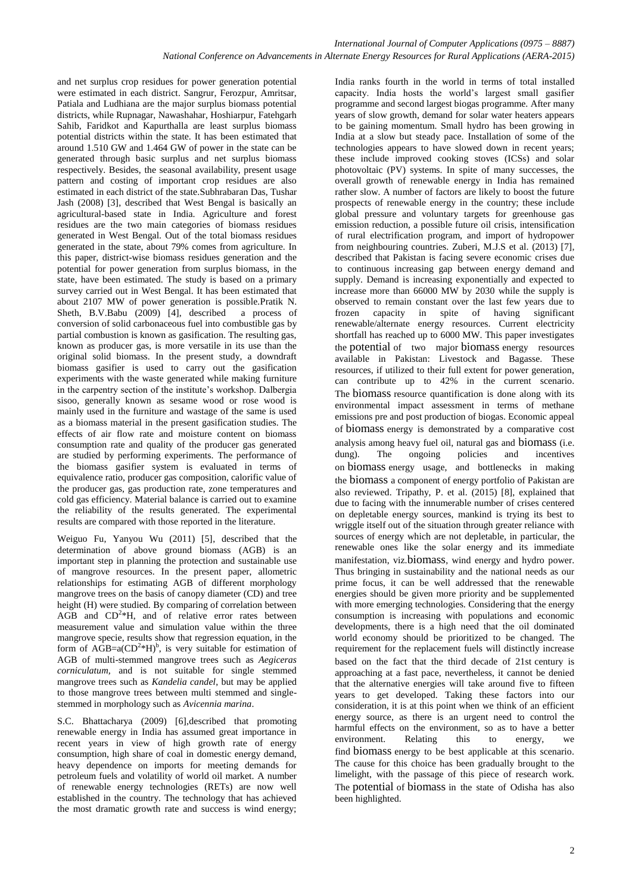and net surplus crop residues for power generation potential were estimated in each district. Sangrur, Ferozpur, Amritsar, Patiala and Ludhiana are the major surplus biomass potential districts, while Rupnagar, Nawashahar, Hoshiarpur, Fatehgarh Sahib, Faridkot and Kapurthalla are least surplus biomass potential districts within the state. It has been estimated that around 1.510 GW and 1.464 GW of power in the state can be generated through basic surplus and net surplus biomass respectively. Besides, the seasonal availability, present usage pattern and costing of important crop residues are also estimated in each district of the state.Subhrabaran Das, Tushar Jash (2008) [3], described that West Bengal is basically an agricultural-based state in India. Agriculture and forest residues are the two main categories of biomass residues generated in West Bengal. Out of the total biomass residues generated in the state, about 79% comes from agriculture. In this paper, district-wise biomass residues generation and the potential for power generation from surplus biomass, in the state, have been estimated. The study is based on a primary survey carried out in West Bengal. It has been estimated that about 2107 MW of power generation is possible.Pratik N. Sheth, B.V.Babu (2009) [4], described a process of conversion of solid carbonaceous fuel into combustible gas by partial combustion is known as gasification. The resulting gas, known as producer gas, is more versatile in its use than the original solid biomass. In the present study, a downdraft biomass gasifier is used to carry out the gasification experiments with the waste generated while making furniture in the carpentry section of the institute's workshop. Dalbergia sisoo, generally known as sesame wood or rose wood is mainly used in the furniture and wastage of the same is used as a biomass material in the present gasification studies. The effects of air flow rate and moisture content on biomass consumption rate and quality of the producer gas generated are studied by performing experiments. The performance of the biomass gasifier system is evaluated in terms of equivalence ratio, producer gas composition, calorific value of the producer gas, gas production rate, zone temperatures and cold gas efficiency. Material balance is carried out to examine the reliability of the results generated. The experimental results are compared with those reported in the literature.

Weiguo Fu, Yanyou Wu (2011) [5], described that the determination of above ground biomass (AGB) is an important step in planning the protection and sustainable use of mangrove resources. In the present paper, allometric relationships for estimating AGB of different morphology mangrove trees on the basis of canopy diameter (CD) and tree height (H) were studied. By comparing of correlation between AGB and $CD^2*H$, and of relative error rates between measurement value and simulation value within the three mangrove specie, results show that regression equation, in the form of $AGB=a(CD^2*H)^b$, is very suitable for estimation of AGB of multi-stemmed mangrove trees such as *Aegiceras corniculatum*, and is not suitable for single stemmed mangrove trees such as *Kandelia candel*, but may be applied to those mangrove trees between multi stemmed and single-stemmed in morphology such as *Avicennia marina*.

S.C. Bhattacharya (2009) [6],described that promoting renewable energy in India has assumed great importance in recent years in view of high growth rate of energy consumption, high share of coal in domestic energy demand, heavy dependence on imports for meeting demands for petroleum fuels and volatility of world oil market. A number of renewable energy technologies (RETs) are now well established in the country. The technology that has achieved the most dramatic growth rate and success is wind energy; India ranks fourth in the world in terms of total installed capacity. India hosts the world's largest small gasifier programme and second largest biogas programme. After many years of slow growth, demand for solar water heaters appears to be gaining momentum. Small hydro has been growing in India at a slow but steady pace. Installation of some of the technologies appears to have slowed down in recent years; these include improved cooking stoves (ICSs) and solar photovoltaic (PV) systems. In spite of many successes, the overall growth of renewable energy in India has remained rather slow. A number of factors are likely to boost the future prospects of renewable energy in the country; these include global pressure and voluntary targets for greenhouse gas emission reduction, a possible future oil crisis, intensification of rural electrification program, and import of hydropower from neighbouring countries. Zuberi, M.J.S et al. (2013) [7], described that Pakistan is facing severe economic crises due to continuous increasing gap between energy demand and supply. Demand is increasing exponentially and expected to increase more than 66000 MW by 2030 while the supply is observed to remain constant over the last few years due to frozen capacity in spite of having significant renewable/alternate energy resources. Current electricity shortfall has reached up to 6000 MW. This paper investigates the potential of two major biomass energy resources available in Pakistan: Livestock and Bagasse. These resources, if utilized to their full extent for power generation, can contribute up to 42% in the current scenario. The biomass resource quantification is done along with its environmental impact assessment in terms of methane emissions pre and post production of biogas. Economic appeal of biomass energy is demonstrated by a comparative cost analysis among heavy fuel oil, natural gas and biomass (i.e. dung). The ongoing policies and incentives on biomass energy usage, and bottlenecks in making the biomass a component of energy portfolio of Pakistan are also reviewed. Tripathy, P. et al. (2015) [8], explained that due to facing with the innumerable number of crises centered on depletable energy sources, mankind is trying its best to wriggle itself out of the situation through greater reliance with sources of energy which are not depletable, in particular, the renewable ones like the solar energy and its immediate manifestation, viz.biomass, wind energy and hydro power. Thus bringing in sustainability and the national needs as our prime focus, it can be well addressed that the renewable energies should be given more priority and be supplemented with more emerging technologies. Considering that the energy consumption is increasing with populations and economic developments, there is a high need that the oil dominated world economy should be prioritized to be changed. The requirement for the replacement fuels will distinctly increase based on the fact that the third decade of 21st century is approaching at a fast pace, nevertheless, it cannot be denied that the alternative energies will take around five to fifteen years to get developed. Taking these factors into our consideration, it is at this point when we think of an efficient energy source, as there is an urgent need to control the harmful effects on the environment, so as to have a better environment. Relating this to energy, we find biomass energy to be best applicable at this scenario. The cause for this choice has been gradually brought to the limelight, with the passage of this piece of research work. The potential of biomass in the state of Odisha has also been highlighted.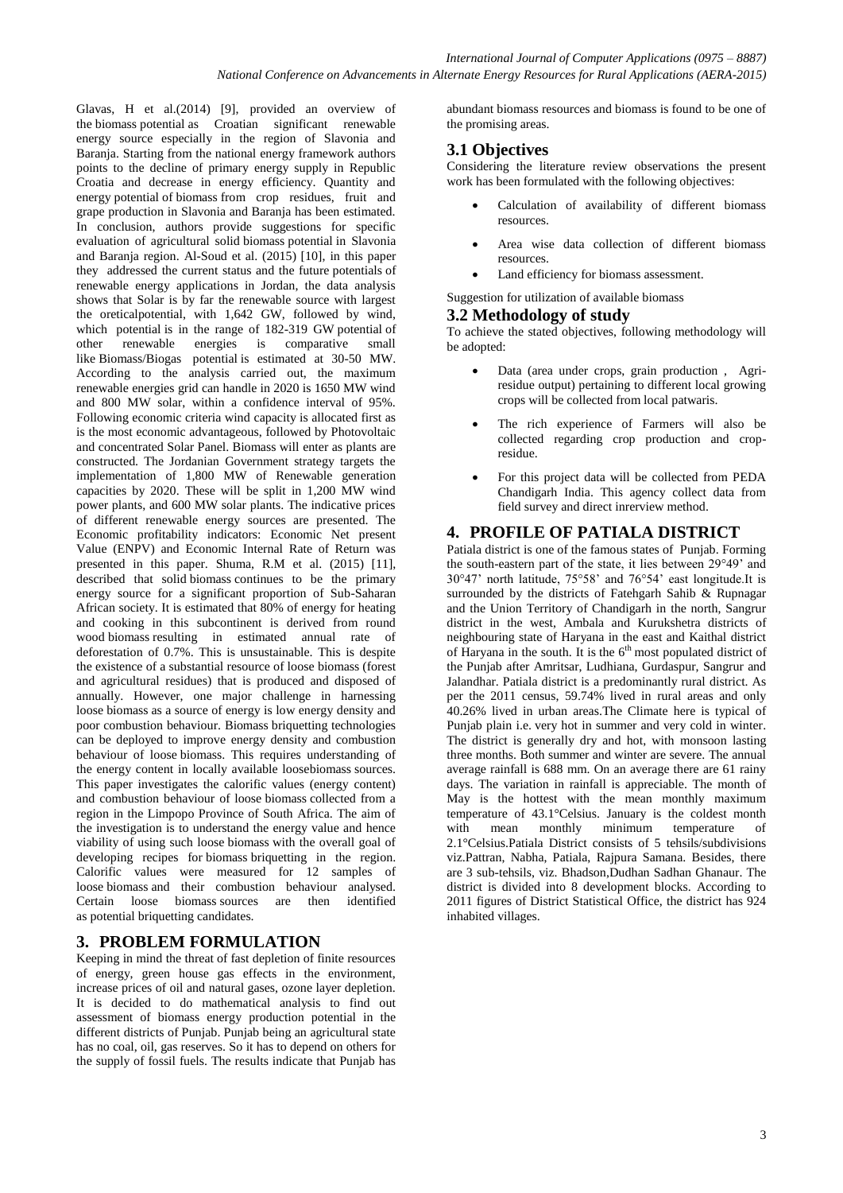Glavas, H et al.(2014) [9], provided an overview of the biomass potential as Croatian significant renewable energy source especially in the region of Slavonia and Baranja. Starting from the national energy framework authors points to the decline of primary energy supply in Republic Croatia and decrease in energy efficiency. Quantity and energy potential of biomass from crop residues, fruit and grape production in Slavonia and Baranja has been estimated. In conclusion, authors provide suggestions for specific evaluation of agricultural solid biomass potential in Slavonia and Baranja region. Al-Soud et al. (2015) [10], in this paper they addressed the current status and the future potentials of renewable energy applications in Jordan, the data analysis shows that Solar is by far the renewable source with largest the oreticalpotential, with 1,642 GW, followed by wind, which potential is in the range of 182-319 GW potential of other renewable energies is comparative small like Biomass/Biogas potential is estimated at 30-50 MW. According to the analysis carried out, the maximum renewable energies grid can handle in 2020 is 1650 MW wind and 800 MW solar, within a confidence interval of 95%. Following economic criteria wind capacity is allocated first as is the most economic advantageous, followed by Photovoltaic and concentrated Solar Panel. Biomass will enter as plants are constructed. The Jordanian Government strategy targets the implementation of 1,800 MW of Renewable generation capacities by 2020. These will be split in 1,200 MW wind power plants, and 600 MW solar plants. The indicative prices of different renewable energy sources are presented. The Economic profitability indicators: Economic Net present Value (ENPV) and Economic Internal Rate of Return was presented in this paper. Shuma, R.M et al. (2015) [11], described that solid biomass continues to be the primary energy source for a significant proportion of Sub-Saharan African society. It is estimated that 80% of energy for heating and cooking in this subcontinent is derived from round wood biomass resulting in estimated annual rate of deforestation of 0.7%. This is unsustainable. This is despite the existence of a substantial resource of loose biomass (forest and agricultural residues) that is produced and disposed of annually. However, one major challenge in harnessing loose biomass as a source of energy is low energy density and poor combustion behaviour. Biomass briquetting technologies can be deployed to improve energy density and combustion behaviour of loose biomass. This requires understanding of the energy content in locally available loosebiomass sources. This paper investigates the calorific values (energy content) and combustion behaviour of loose biomass collected from a region in the Limpopo Province of South Africa. The aim of the investigation is to understand the energy value and hence viability of using such loose biomass with the overall goal of developing recipes for biomass briquetting in the region. Calorific values were measured for 12 samples of loose biomass and their combustion behaviour analysed. Certain loose biomass sources are then identified as potential briquetting candidates.

## 3. PROBLEM FORMULATION

Keeping in mind the threat of fast depletion of finite resources of energy, green house gas effects in the environment, increase prices of oil and natural gases, ozone layer depletion. It is decided to do mathematical analysis to find out assessment of biomass energy production potential in the different districts of Punjab. Punjab being an agricultural state has no coal, oil, gas reserves. So it has to depend on others for the supply of fossil fuels. The results indicate that Punjab has abundant biomass resources and biomass is found to be one of the promising areas.

### 3.1 Objectives

Considering the literature review observations the present work has been formulated with the following objectives:

- Calculation of availability of different biomass resources.
- Area wise data collection of different biomass resources.
- Land efficiency for biomass assessment.

Suggestion for utilization of available biomass

### 3.2 Methodology of study

To achieve the stated objectives, following methodology will be adopted:

- Data (area under crops, grain production , Agri-residue output) pertaining to different local growing crops will be collected from local patwaris.
- The rich experience of Farmers will also be collected regarding crop production and crop-residue.
- For this project data will be collected from PEDA Chandigarh India. This agency collect data from field survey and direct inrerview method.

## 4. PROFILE OF PATIALA DISTRICT

Patiala district is one of the famous states of Punjab. Forming the south-eastern part of the state, it lies between 29°49' and 30°47' north latitude, 75°58' and 76°54' east longitude.It is surrounded by the districts of Fatehgarh Sahib & Rupnagar and the Union Territory of Chandigarh in the north, Sangrur district in the west, Ambala and Kurukshetra districts of neighbouring state of Haryana in the east and Kaithal district of Haryana in the south. It is the 6th most populated district of the Punjab after Amritsar, Ludhiana, Gurdaspur, Sangrur and Jalandhar. Patiala district is a predominantly rural district. As per the 2011 census, 59.74% lived in rural areas and only 40.26% lived in urban areas.The Climate here is typical of Punjab plain i.e. very hot in summer and very cold in winter. The district is generally dry and hot, with monsoon lasting three months. Both summer and winter are severe. The annual average rainfall is 688 mm. On an average there are 61 rainy days. The variation in rainfall is appreciable. The month of May is the hottest with the mean monthly maximum temperature of 43.1°Celsius. January is the coldest month with mean monthly minimum temperature of 2.1°Celsius.Patiala District consists of 5 tehsils/subdivisions viz.Pattran, Nabha, Patiala, Rajpura Samana. Besides, there are 3 sub-tehsils, viz. Bhadson,Dudhan Sadhan Ghanaur. The district is divided into 8 development blocks. According to 2011 figures of District Statistical Office, the district has 924 inhabited villages.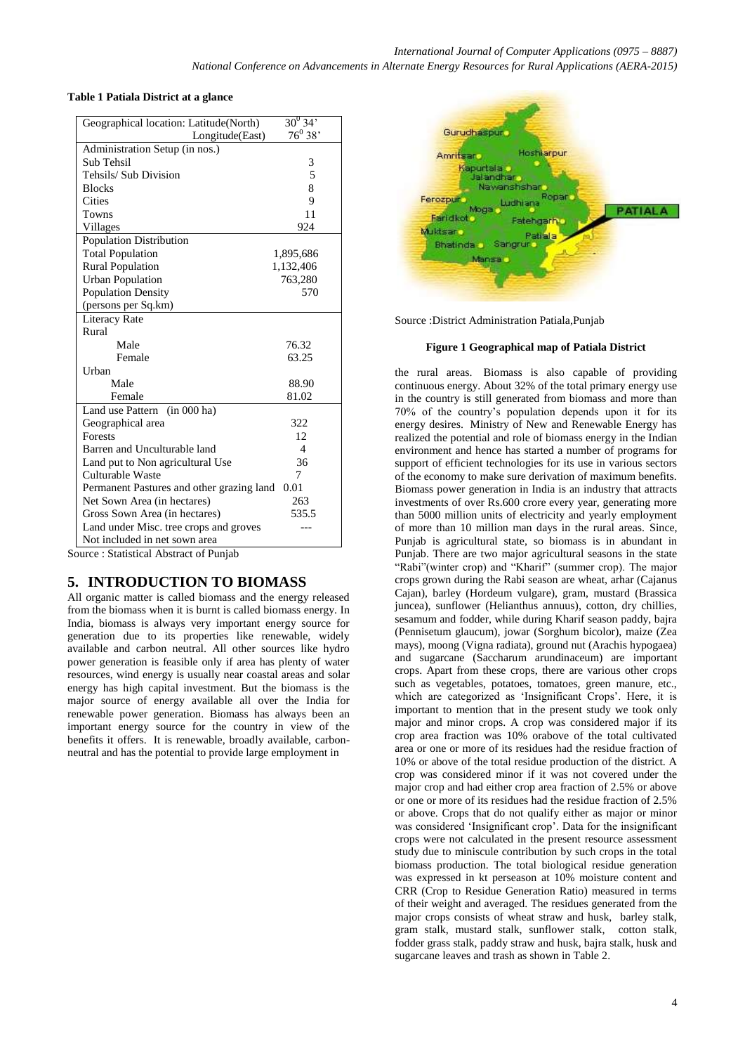**Table 1 Patiala District at a glance**

| Geographical location: Latitude(North) | $30^0 34'$ |
|---|---|
| Longitude(East) | $76^0 38'$ |
| Administration Setup (in nos.) | |
| Sub Tehsil | 3 |
| Tehsils/ Sub Division | 5 |
| Blocks | 8 |
| Cities | 9 |
| Towns | 11 |
| Villages | 924 |
| Population Distribution | |
| Total Population | 1,895,686 |
| Rural Population | 1,132,406 |
| Urban Population | 763,280 |
| Population Density (persons per Sq.km) | 570 |
| Literacy Rate | |
| Rural | |
| Male | 76.32 |
| Female | 63.25 |
| Urban | |
| Male | 88.90 |
| Female | 81.02 |
| Land use Pattern (in 000 ha) | |
| Geographical area | 322 |
| Forests | 12 |
| Barren and Unculturable land | 4 |
| Land put to Non agricultural Use | 36 |
| Culturable Waste | 7 |
| Permanent Pastures and other grazing land | 0.01 |
| Net Sown Area (in hectares) | 263 |
| Gross Sown Area (in hectares) | 535.5 |
| Land under Misc. tree crops and groves Not included in net sown area | --- |

Source : Statistical Abstract of Punjab

Source :District Administration Patiala,Punjab

**Figure 1 Geographical map of Patiala District**

## 5. INTRODUCTION TO BIOMASS

All organic matter is called biomass and the energy released from the biomass when it is burnt is called biomass energy. In India, biomass is always very important energy source for generation due to its properties like renewable, widely available and carbon neutral. All other sources like hydro power generation is feasible only if area has plenty of water resources, wind energy is usually near coastal areas and solar energy has high capital investment. But the biomass is the major source of energy available all over the India for renewable power generation. Biomass has always been an important energy source for the country in view of the benefits it offers. It is renewable, broadly available, carbon-neutral and has the potential to provide large employment in the rural areas. Biomass is also capable of providing continuous energy. About 32% of the total primary energy use in the country is still generated from biomass and more than 70% of the country's population depends upon it for its energy desires. Ministry of New and Renewable Energy has realized the potential and role of biomass energy in the Indian environment and hence has started a number of programs for support of efficient technologies for its use in various sectors of the economy to make sure derivation of maximum benefits. Biomass power generation in India is an industry that attracts investments of over Rs.600 crore every year, generating more than 5000 million units of electricity and yearly employment of more than 10 million man days in the rural areas. Since, Punjab is agricultural state, so biomass is in abundant in Punjab. There are two major agricultural seasons in the state "Rabi"(winter crop) and "Kharif" (summer crop). The major crops grown during the Rabi season are wheat, arhar (Cajanus Cajan), barley (Hordeum vulgare), gram, mustard (Brassica juncea), sunflower (Helianthus annuus), cotton, dry chillies, sesamum and fodder, while during Kharif season paddy, bajra (Pennisetum glaucum), jowar (Sorghum bicolor), maize (Zea mays), moong (Vigna radiata), ground nut (Arachis hypogaea) and sugarcane (Saccharum arundinaceum) are important crops. Apart from these crops, there are various other crops such as vegetables, potatoes, tomatoes, green manure, etc., which are categorized as 'Insignificant Crops'. Here, it is important to mention that in the present study we took only major and minor crops. A crop was considered major if its crop area fraction was 10% orabove of the total cultivated area or one or more of its residues had the residue fraction of 10% or above of the total residue production of the district. A crop was considered minor if it was not covered under the major crop and had either crop area fraction of 2.5% or above or one or more of its residues had the residue fraction of 2.5% or above. Crops that do not qualify either as major or minor was considered 'Insignificant crop'. Data for the insignificant crops were not calculated in the present resource assessment study due to miniscule contribution by such crops in the total biomass production. The total biological residue generation was expressed in kt perseason at 10% moisture content and CRR (Crop to Residue Generation Ratio) measured in terms of their weight and averaged. The residues generated from the major crops consists of wheat straw and husk, barley stalk, gram stalk, mustard stalk, sunflower stalk, cotton stalk, fodder grass stalk, paddy straw and husk, bajra stalk, husk and sugarcane leaves and trash as shown in Table 2.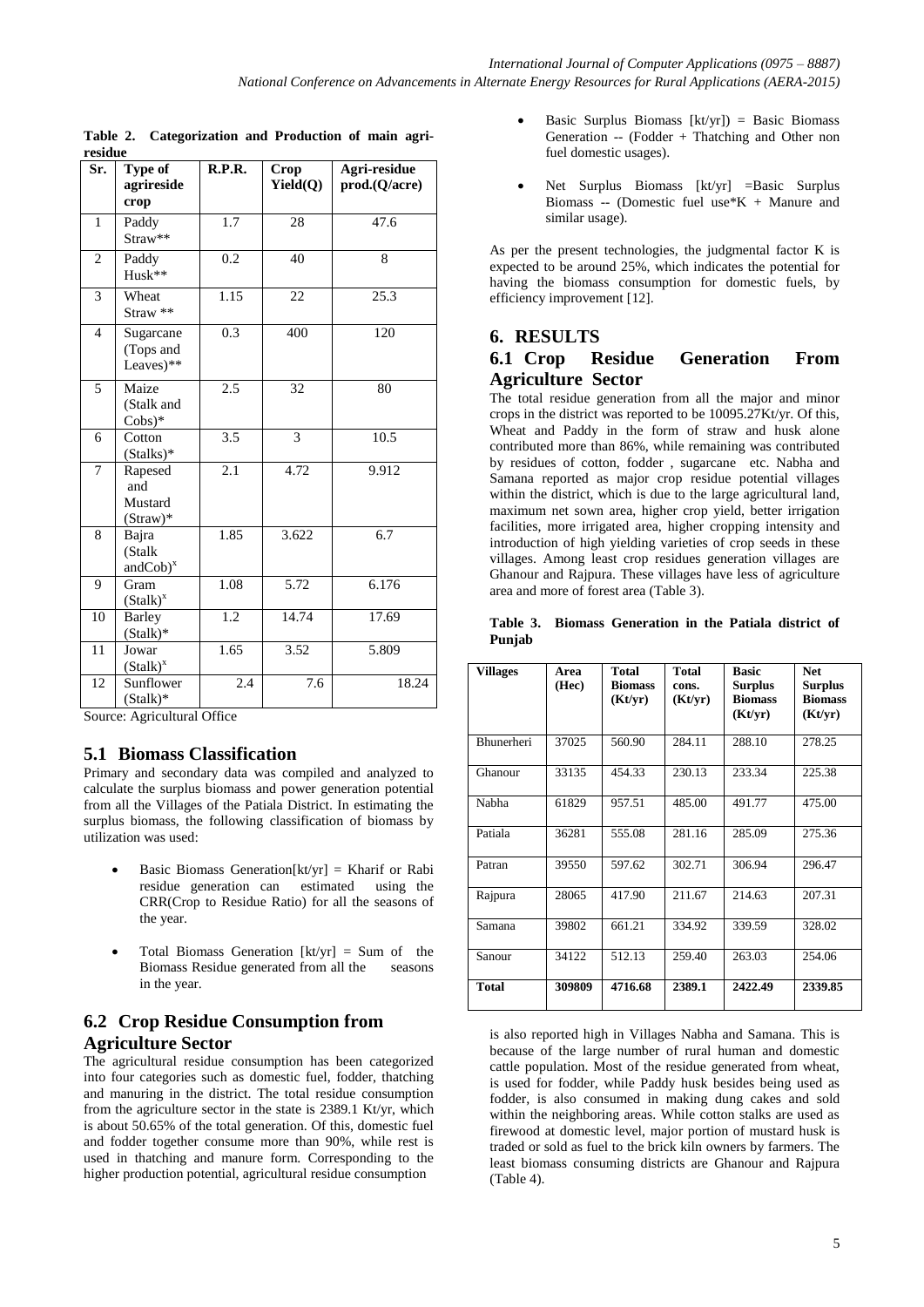**Table 2. Categorization and Production of main agri-residue**

| Sr. | Type of agrireside crop | R.P.R. | Crop Yield(Q) | Agri-residue prod.(Q/acre) |
|---|---|---|---|---|
| 1 | Paddy Straw** | 1.7 | 28 | 47.6 |
| 2 | Paddy Husk** | 0.2 | 40 | 8 |
| 3 | Wheat Straw ** | 1.15 | 22 | 25.3 |
| 4 | Sugarcane (Tops and Leaves)** | 0.3 | 400 | 120 |
| 5 | Maize (Stalk and Cobs)* | 2.5 | 32 | 80 |
| 6 | Cotton (Stalks)* | 3.5 | 3 | 10.5 |
| 7 | Rapesed and Mustard (Straw)* | 2.1 | 4.72 | 9.912 |
| 8 | Bajra (Stalk andCob)$^x$ | 1.85 | 3.622 | 6.7 |
| 9 | Gram (Stalk)$^x$ | 1.08 | 5.72 | 6.176 |
| 10 | Barley (Stalk)* | 1.2 | 14.74 | 17.69 |
| 11 | Jowar (Stalk)$^x$ | 1.65 | 3.52 | 5.809 |
| 12 | Sunflower (Stalk)* | 2.4 | 7.6 | 18.24 |

Source: Agricultural Office

## 5.1 Biomass Classification

Primary and secondary data was compiled and analyzed to calculate the surplus biomass and power generation potential from all the Villages of the Patiala District. In estimating the surplus biomass, the following classification of biomass by utilization was used:

- Basic Biomass Generation[kt/yr] = Kharif or Rabi residue generation can estimated using the CRR(Crop to Residue Ratio) for all the seasons of the year.
- Total Biomass Generation [kt/yr] = Sum of the Biomass Residue generated from all the seasons in the year.
- Basic Surplus Biomass [kt/yr]) = Basic Biomass Generation -- (Fodder + Thatching and Other non fuel domestic usages).
- Net Surplus Biomass [kt/yr] =Basic Surplus Biomass -- (Domestic fuel use*K + Manure and similar usage).

As per the present technologies, the judgmental factor K is expected to be around 25%, which indicates the potential for having the biomass consumption for domestic fuels, by efficiency improvement [12].

## 6.2 Crop Residue Consumption from Agriculture Sector

The agricultural residue consumption has been categorized into four categories such as domestic fuel, fodder, thatching and manuring in the district. The total residue consumption from the agriculture sector in the state is 2389.1 Kt/yr, which is about 50.65% of the total generation. Of this, domestic fuel and fodder together consume more than 90%, while rest is used in thatching and manure form. Corresponding to the higher production potential, agricultural residue consumption is also reported high in Villages Nabha and Samana. This is because of the large number of rural human and domestic cattle population. Most of the residue generated from wheat, is used for fodder, while Paddy husk besides being used as fodder, is also consumed in making dung cakes and sold within the neighboring areas. While cotton stalks are used as firewood at domestic level, major portion of mustard husk is traded or sold as fuel to the brick kiln owners by farmers. The least biomass consuming districts are Ghanour and Rajpura (Table 4).

# 6. RESULTS

## 6.1 Crop Residue Generation From Agriculture Sector

The total residue generation from all the major and minor crops in the district was reported to be 10095.27Kt/yr. Of this, Wheat and Paddy in the form of straw and husk alone contributed more than 86%, while remaining was contributed by residues of cotton, fodder , sugarcane etc. Nabha and Samana reported as major crop residue potential villages within the district, which is due to the large agricultural land, maximum net sown area, higher crop yield, better irrigation facilities, more irrigated area, higher cropping intensity and introduction of high yielding varieties of crop seeds in these villages. Among least crop residues generation villages are Ghanour and Rajpura. These villages have less of agriculture area and more of forest area (Table 3).

**Table 3. Biomass Generation in the Patiala district of Punjab**

| Villages | Area (Hec) | Total Biomass (Kt/yr) | Total cons. (Kt/yr) | Basic Surplus Biomass (Kt/yr) | Net Surplus Biomass (Kt/yr) |
|---|---|---|---|---|---|
| Bhunerheri | 37025 | 560.90 | 284.11 | 288.10 | 278.25 |
| Ghanour | 33135 | 454.33 | 230.13 | 233.34 | 225.38 |
| Nabha | 61829 | 957.51 | 485.00 | 491.77 | 475.00 |
| Patiala | 36281 | 555.08 | 281.16 | 285.09 | 275.36 |
| Patran | 39550 | 597.62 | 302.71 | 306.94 | 296.47 |
| Rajpura | 28065 | 417.90 | 211.67 | 214.63 | 207.31 |
| Samana | 39802 | 661.21 | 334.92 | 339.59 | 328.02 |
| Sanour | 34122 | 512.13 | 259.40 | 263.03 | 254.06 |
| **Total** | **309809** | **4716.68** | **2389.1** | **2422.49** | **2339.85** |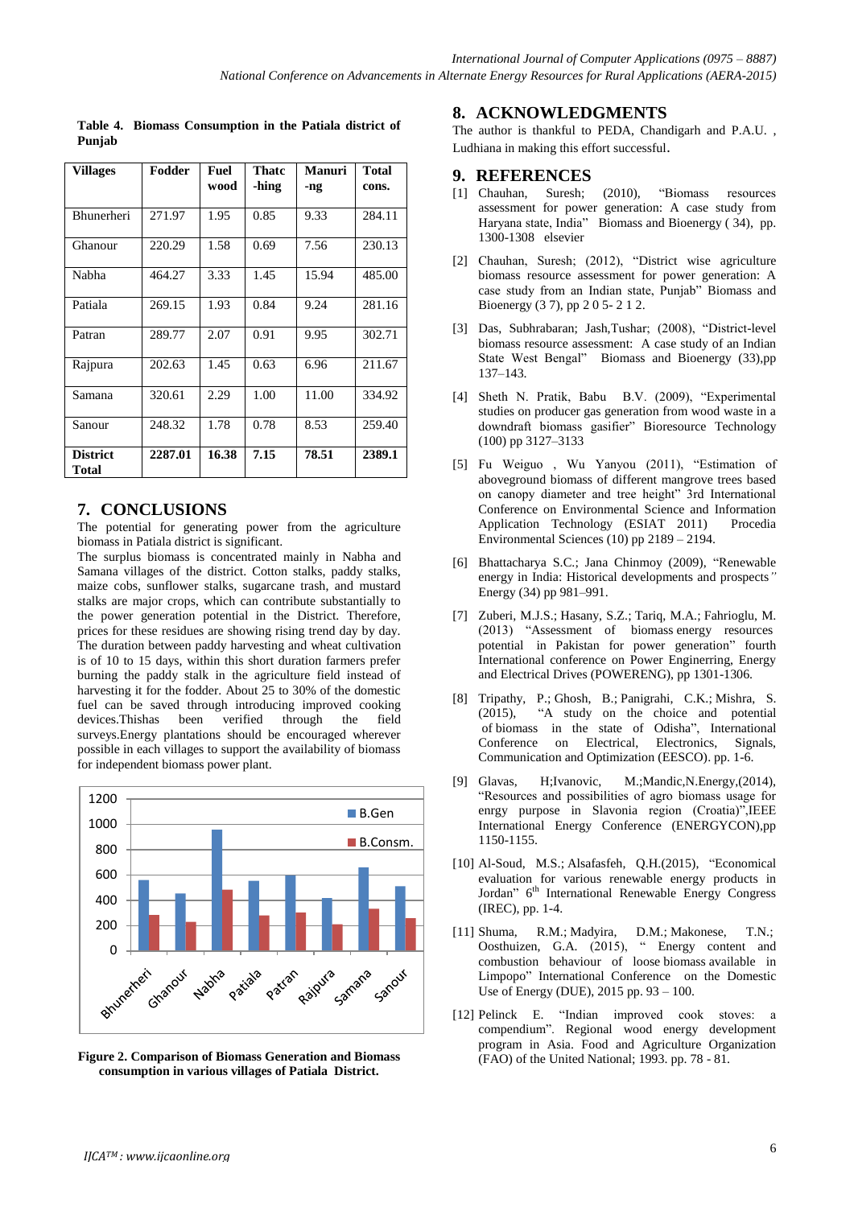**Table 4. Biomass Consumption in the Patiala district of Punjab**

| Villages | Fodder | Fuel wood | Thatc-hing | Manuri-ng | Total cons. |
|---|---|---|---|---|---|
| Bhunerheri | 271.97 | 1.95 | 0.85 | 9.33 | 284.11 |
| Ghanour | 220.29 | 1.58 | 0.69 | 7.56 | 230.13 |
| Nabha | 464.27 | 3.33 | 1.45 | 15.94 | 485.00 |
| Patiala | 269.15 | 1.93 | 0.84 | 9.24 | 281.16 |
| Patran | 289.77 | 2.07 | 0.91 | 9.95 | 302.71 |
| Rajpura | 202.63 | 1.45 | 0.63 | 6.96 | 211.67 |
| Samana | 320.61 | 2.29 | 1.00 | 11.00 | 334.92 |
| Sanour | 248.32 | 1.78 | 0.78 | 8.53 | 259.40 |
| **District Total** | **2287.01** | **16.38** | **7.15** | **78.51** | **2389.1** |

## 7. CONCLUSIONS

The potential for generating power from the agriculture biomass in Patiala district is significant.

The surplus biomass is concentrated mainly in Nabha and Samana villages of the district. Cotton stalks, paddy stalks, maize cobs, sunflower stalks, sugarcane trash, and mustard stalks are major crops, which can contribute substantially to the power generation potential in the District. Therefore, prices for these residues are showing rising trend day by day. The duration between paddy harvesting and wheat cultivation is of 10 to 15 days, within this short duration farmers prefer burning the paddy stalk in the agriculture field instead of harvesting it for the fodder. About 25 to 30% of the domestic fuel can be saved through introducing improved cooking devices.Thishas been verified through the field surveys.Energy plantations should be encouraged wherever possible in each villages to support the availability of biomass for independent biomass power plant.

1200
1000
800
600
400
200
0

B.Gen
B.Consm.

Bhunerheri
Ghanour
Nabha
Patiala
Patran
Rajpura
Samana
Sanour

**Figure 2. Comparison of Biomass Generation and Biomass consumption in various villages of Patiala District.**

## 8. ACKNOWLEDGMENTS

The author is thankful to PEDA, Chandigarh and P.A.U. , Ludhiana in making this effort successful.

## 9. REFERENCES

[1] Chauhan, Suresh; (2010), "Biomass resources assessment for power generation: A case study from Haryana state, India" Biomass and Bioenergy ( 34), pp. 1300-1308 elsevier

[2] Chauhan, Suresh; (2012), "District wise agriculture biomass resource assessment for power generation: A case study from an Indian state, Punjab" Biomass and Bioenergy (3 7), pp 2 0 5- 2 1 2.

[3] Das, Subhrabaran; Jash,Tushar; (2008), "District-level biomass resource assessment: A case study of an Indian State West Bengal" Biomass and Bioenergy (33),pp 137–143.

[4] Sheth N. Pratik, Babu B.V. (2009), "Experimental studies on producer gas generation from wood waste in a downdraft biomass gasifier" Bioresource Technology (100) pp 3127–3133

[5] Fu Weiguo , Wu Yanyou (2011), "Estimation of aboveground biomass of different mangrove trees based on canopy diameter and tree height" 3rd International Conference on Environmental Science and Information Application Technology (ESIAT 2011) Procedia Environmental Sciences (10) pp 2189 – 2194.

[6] Bhattacharya S.C.; Jana Chinmoy (2009), "Renewable energy in India: Historical developments and prospects" Energy (34) pp 981–991.

[7] Zuberi, M.J.S.; Hasany, S.Z.; Tariq, M.A.; Fahrioglu, M. (2013) "Assessment of biomass energy resources potential in Pakistan for power generation" fourth International conference on Power Enginerring, Energy and Electrical Drives (POWERENG), pp 1301-1306.

[8] Tripathy, P.; Ghosh, B.; Panigrahi, C.K.; Mishra, S. (2015), "A study on the choice and potential of biomass in the state of Odisha", International Conference on Electrical, Electronics, Signals, Communication and Optimization (EESCO). pp. 1-6.

[9] Glavas, H;Ivanovic, M.;Mandic,N.Energy,(2014), "Resources and possibilities of agro biomass usage for enrgy purpose in Slavonia region (Croatia)",IEEE International Energy Conference (ENERGYCON),pp 1150-1155.

[10] Al-Soud, M.S.; Alsafasfeh, Q.H.(2015), "Economical evaluation for various renewable energy products in Jordan" 6th International Renewable Energy Congress (IREC), pp. 1-4.

[11] Shuma, R.M.; Madyira, D.M.; Makonese, T.N.; Oosthuizen, G.A. (2015), " Energy content and combustion behaviour of loose biomass available in Limpopo" International Conference on the Domestic Use of Energy (DUE), 2015 pp. 93 – 100.

[12] Pelinck E. "Indian improved cook stoves: a compendium". Regional wood energy development program in Asia. Food and Agriculture Organization (FAO) of the United National; 1993. pp. 78 - 81.